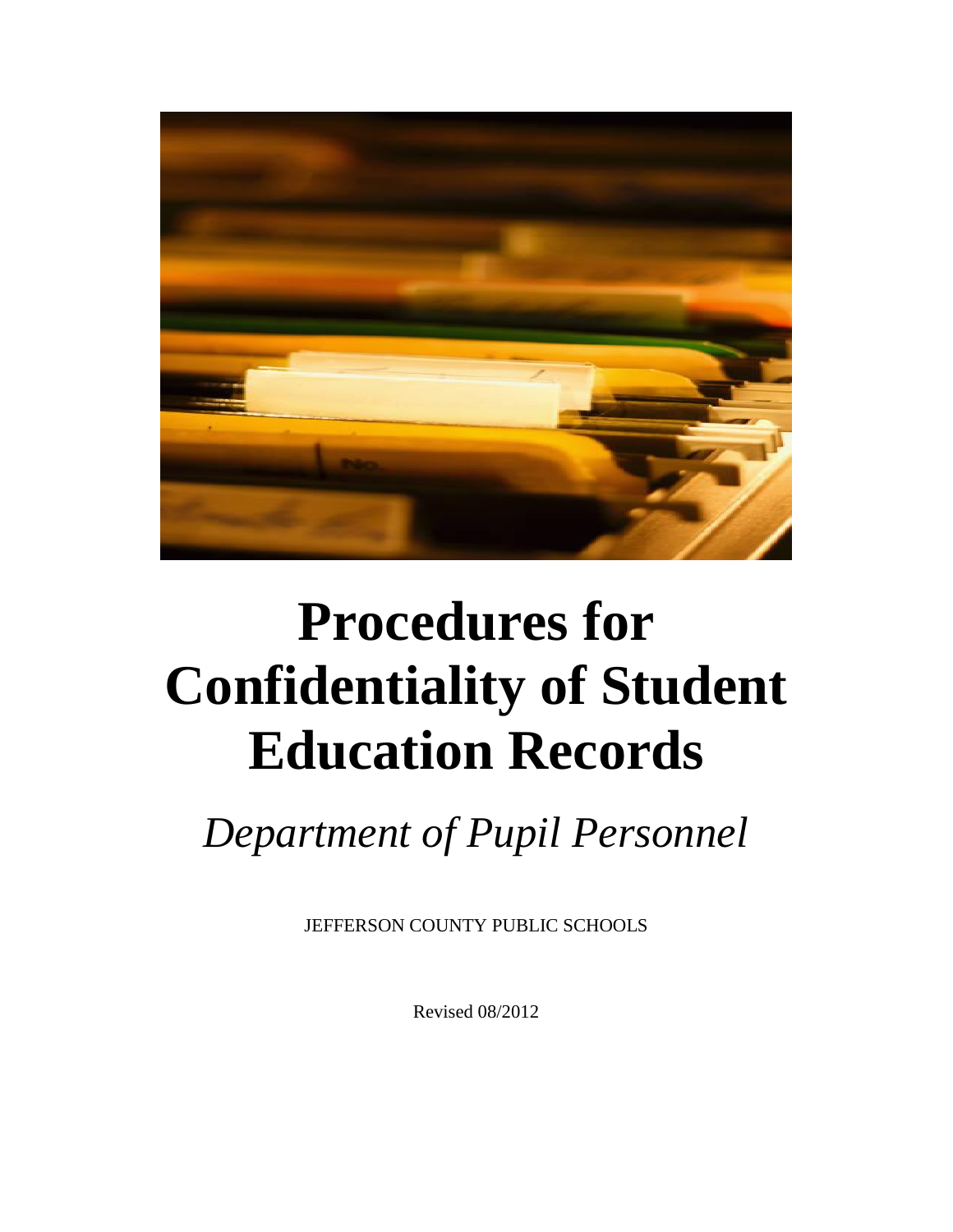# Procedures for Confidentiality of Student Education Records

*Department of Pupil Personnel*

JEFFERSON COUNTY PUBLIC SCHOOLS

Revised 08/2012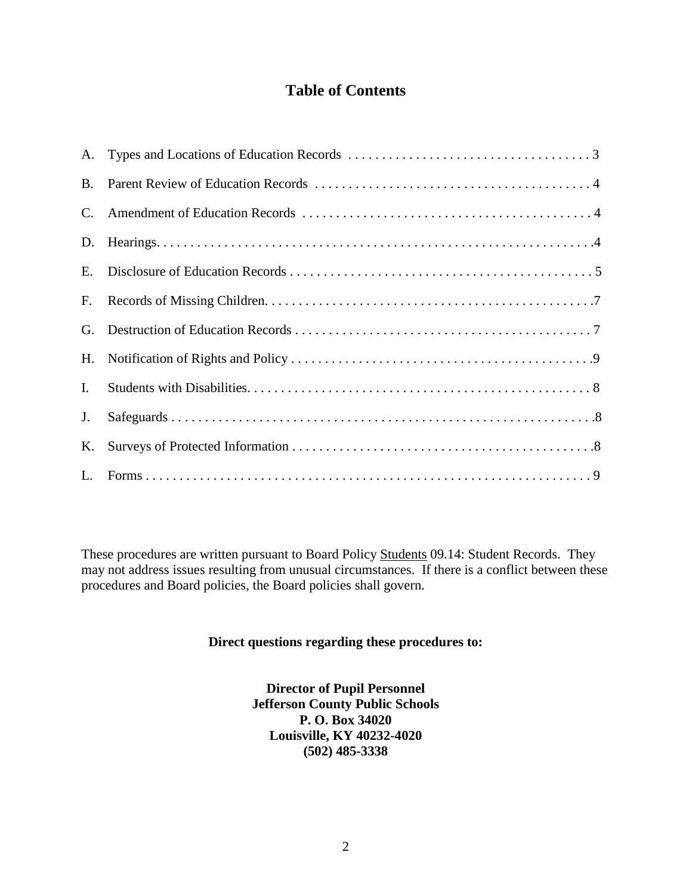# Table of Contents

A. Types and Locations of Education Records . . . . . . . . . . . . . . . . . . . . . . . . . . . . . . . . . . . . 3

B. Parent Review of Education Records . . . . . . . . . . . . . . . . . . . . . . . . . . . . . . . . . . . . . . . . 4

C. Amendment of Education Records . . . . . . . . . . . . . . . . . . . . . . . . . . . . . . . . . . . . . . . . . . 4

D. Hearings. . . . . . . . . . . . . . . . . . . . . . . . . . . . . . . . . . . . . . . . . . . . . . . . . . . . . . . . . . . . . . . .4

E. Disclosure of Education Records . . . . . . . . . . . . . . . . . . . . . . . . . . . . . . . . . . . . . . . . . . . . 5

F. Records of Missing Children. . . . . . . . . . . . . . . . . . . . . . . . . . . . . . . . . . . . . . . . . . . . . . . .7

G. Destruction of Education Records . . . . . . . . . . . . . . . . . . . . . . . . . . . . . . . . . . . . . . . . . . . 7

H. Notification of Rights and Policy . . . . . . . . . . . . . . . . . . . . . . . . . . . . . . . . . . . . . . . . . . . .9

I. Students with Disabilities. . . . . . . . . . . . . . . . . . . . . . . . . . . . . . . . . . . . . . . . . . . . . . . . . . 8

J. Safeguards . . . . . . . . . . . . . . . . . . . . . . . . . . . . . . . . . . . . . . . . . . . . . . . . . . . . . . . . . . . . . .8

K. Surveys of Protected Information . . . . . . . . . . . . . . . . . . . . . . . . . . . . . . . . . . . . . . . . . . . .8

L. Forms . . . . . . . . . . . . . . . . . . . . . . . . . . . . . . . . . . . . . . . . . . . . . . . . . . . . . . . . . . . . . . . . . 9

These procedures are written pursuant to Board Policy Students 09.14: Student Records. They may not address issues resulting from unusual circumstances. If there is a conflict between these procedures and Board policies, the Board policies shall govern.

**Direct questions regarding these procedures to:**

**Director of Pupil Personnel**
**Jefferson County Public Schools**
**P. O. Box 34020**
**Louisville, KY 40232-4020**
**(502) 485-3338**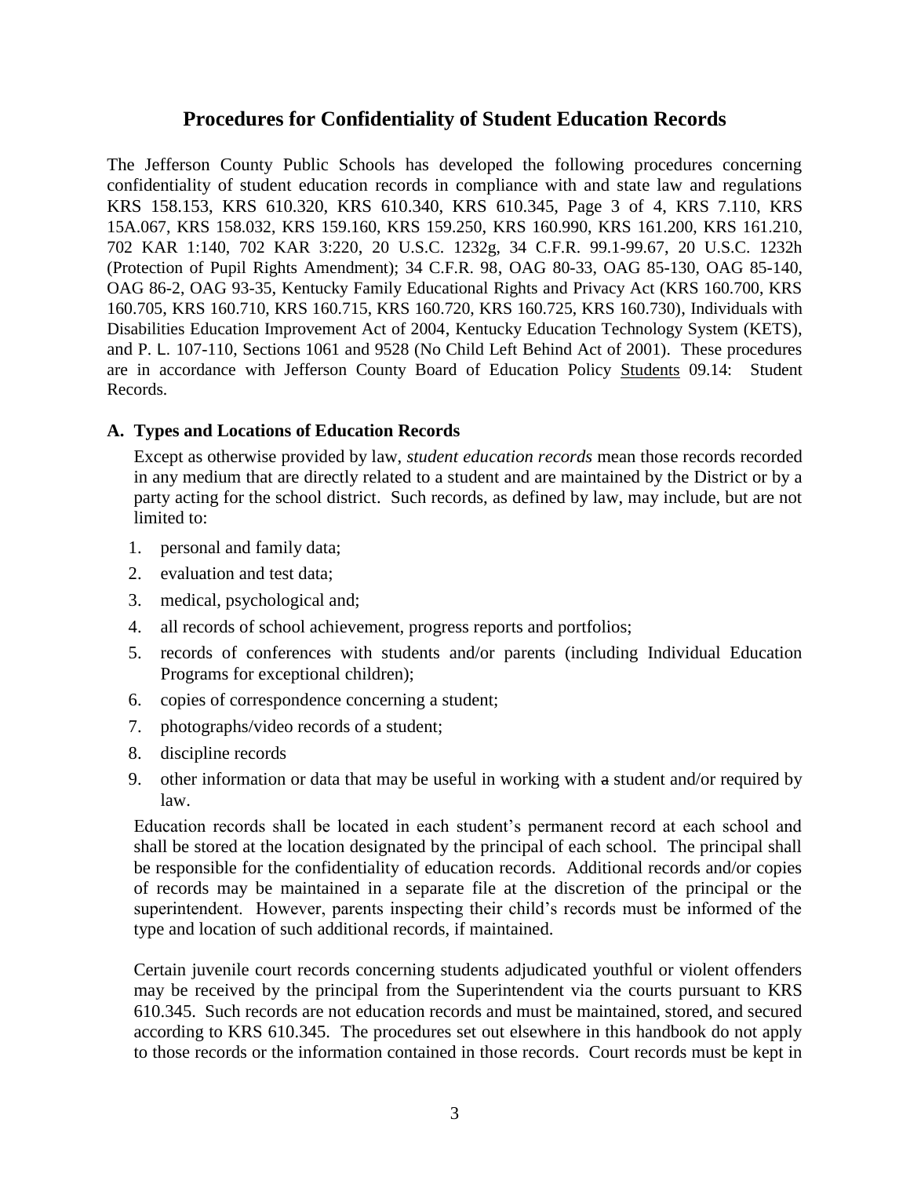# Procedures for Confidentiality of Student Education Records

The Jefferson County Public Schools has developed the following procedures concerning confidentiality of student education records in compliance with and state law and regulations KRS 158.153, KRS 610.320, KRS 610.340, KRS 610.345, Page 3 of 4, KRS 7.110, KRS 15A.067, KRS 158.032, KRS 159.160, KRS 159.250, KRS 160.990, KRS 161.200, KRS 161.210, 702 KAR 1:140, 702 KAR 3:220, 20 U.S.C. 1232g, 34 C.F.R. 99.1-99.67, 20 U.S.C. 1232h (Protection of Pupil Rights Amendment); 34 C.F.R. 98, OAG 80-33, OAG 85-130, OAG 85-140, OAG 86-2, OAG 93-35, Kentucky Family Educational Rights and Privacy Act (KRS 160.700, KRS 160.705, KRS 160.710, KRS 160.715, KRS 160.720, KRS 160.725, KRS 160.730), Individuals with Disabilities Education Improvement Act of 2004, Kentucky Education Technology System (KETS), and P. L. 107-110, Sections 1061 and 9528 (No Child Left Behind Act of 2001). These procedures are in accordance with Jefferson County Board of Education Policy Students 09.14: Student Records.

### A. Types and Locations of Education Records

Except as otherwise provided by law, *student education records* mean those records recorded in any medium that are directly related to a student and are maintained by the District or by a party acting for the school district. Such records, as defined by law, may include, but are not limited to:

1. personal and family data;
2. evaluation and test data;
3. medical, psychological and;
4. all records of school achievement, progress reports and portfolios;
5. records of conferences with students and/or parents (including Individual Education Programs for exceptional children);
6. copies of correspondence concerning a student;
7. photographs/video records of a student;
8. discipline records
9. other information or data that may be useful in working with ~~a~~ student and/or required by law.

Education records shall be located in each student's permanent record at each school and shall be stored at the location designated by the principal of each school. The principal shall be responsible for the confidentiality of education records. Additional records and/or copies of records may be maintained in a separate file at the discretion of the principal or the superintendent. However, parents inspecting their child's records must be informed of the type and location of such additional records, if maintained.

Certain juvenile court records concerning students adjudicated youthful or violent offenders may be received by the principal from the Superintendent via the courts pursuant to KRS 610.345. Such records are not education records and must be maintained, stored, and secured according to KRS 610.345. The procedures set out elsewhere in this handbook do not apply to those records or the information contained in those records. Court records must be kept in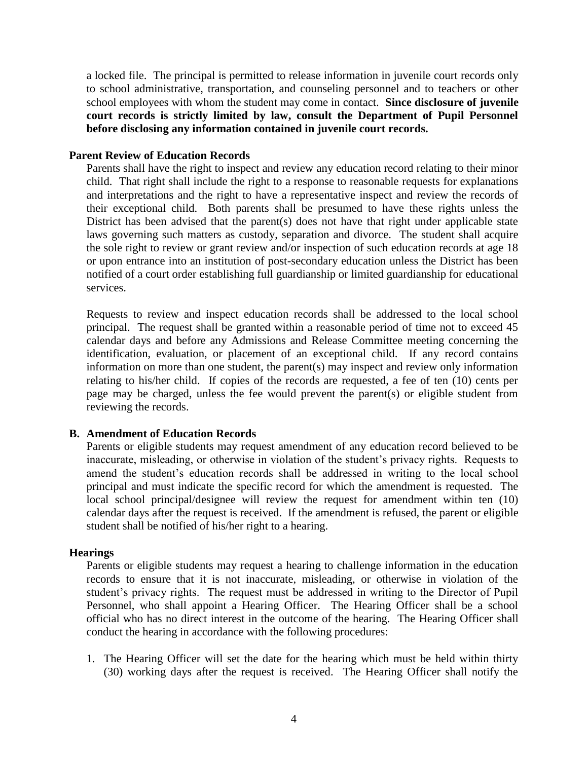a locked file. The principal is permitted to release information in juvenile court records only to school administrative, transportation, and counseling personnel and to teachers or other school employees with whom the student may come in contact. **Since disclosure of juvenile court records is strictly limited by law, consult the Department of Pupil Personnel before disclosing any information contained in juvenile court records.**

**Parent Review of Education Records**

Parents shall have the right to inspect and review any education record relating to their minor child. That right shall include the right to a response to reasonable requests for explanations and interpretations and the right to have a representative inspect and review the records of their exceptional child. Both parents shall be presumed to have these rights unless the District has been advised that the parent(s) does not have that right under applicable state laws governing such matters as custody, separation and divorce. The student shall acquire the sole right to review or grant review and/or inspection of such education records at age 18 or upon entrance into an institution of post-secondary education unless the District has been notified of a court order establishing full guardianship or limited guardianship for educational services.

Requests to review and inspect education records shall be addressed to the local school principal. The request shall be granted within a reasonable period of time not to exceed 45 calendar days and before any Admissions and Release Committee meeting concerning the identification, evaluation, or placement of an exceptional child. If any record contains information on more than one student, the parent(s) may inspect and review only information relating to his/her child. If copies of the records are requested, a fee of ten (10) cents per page may be charged, unless the fee would prevent the parent(s) or eligible student from reviewing the records.

**B. Amendment of Education Records**

Parents or eligible students may request amendment of any education record believed to be inaccurate, misleading, or otherwise in violation of the student's privacy rights. Requests to amend the student's education records shall be addressed in writing to the local school principal and must indicate the specific record for which the amendment is requested. The local school principal/designee will review the request for amendment within ten (10) calendar days after the request is received. If the amendment is refused, the parent or eligible student shall be notified of his/her right to a hearing.

**Hearings**

Parents or eligible students may request a hearing to challenge information in the education records to ensure that it is not inaccurate, misleading, or otherwise in violation of the student's privacy rights. The request must be addressed in writing to the Director of Pupil Personnel, who shall appoint a Hearing Officer. The Hearing Officer shall be a school official who has no direct interest in the outcome of the hearing. The Hearing Officer shall conduct the hearing in accordance with the following procedures:

1. The Hearing Officer will set the date for the hearing which must be held within thirty (30) working days after the request is received. The Hearing Officer shall notify the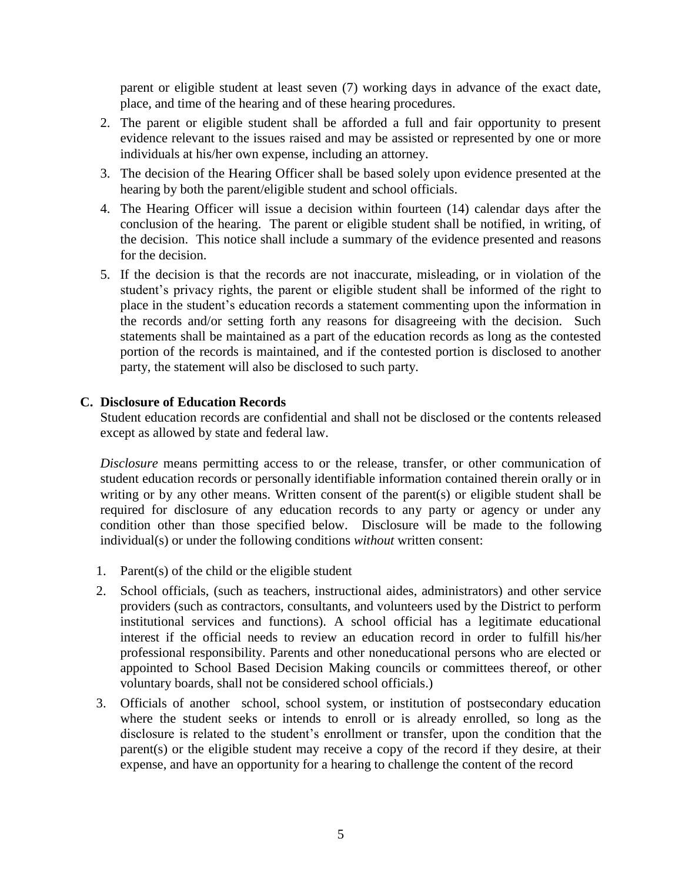parent or eligible student at least seven (7) working days in advance of the exact date, place, and time of the hearing and of these hearing procedures.

2. The parent or eligible student shall be afforded a full and fair opportunity to present evidence relevant to the issues raised and may be assisted or represented by one or more individuals at his/her own expense, including an attorney.
3. The decision of the Hearing Officer shall be based solely upon evidence presented at the hearing by both the parent/eligible student and school officials.
4. The Hearing Officer will issue a decision within fourteen (14) calendar days after the conclusion of the hearing. The parent or eligible student shall be notified, in writing, of the decision. This notice shall include a summary of the evidence presented and reasons for the decision.
5. If the decision is that the records are not inaccurate, misleading, or in violation of the student's privacy rights, the parent or eligible student shall be informed of the right to place in the student's education records a statement commenting upon the information in the records and/or setting forth any reasons for disagreeing with the decision. Such statements shall be maintained as a part of the education records as long as the contested portion of the records is maintained, and if the contested portion is disclosed to another party, the statement will also be disclosed to such party.

### C. Disclosure of Education Records

Student education records are confidential and shall not be disclosed or the contents released except as allowed by state and federal law.

*Disclosure* means permitting access to or the release, transfer, or other communication of student education records or personally identifiable information contained therein orally or in writing or by any other means. Written consent of the parent(s) or eligible student shall be required for disclosure of any education records to any party or agency or under any condition other than those specified below. Disclosure will be made to the following individual(s) or under the following conditions *without* written consent:

1. Parent(s) of the child or the eligible student
2. School officials, (such as teachers, instructional aides, administrators) and other service providers (such as contractors, consultants, and volunteers used by the District to perform institutional services and functions). A school official has a legitimate educational interest if the official needs to review an education record in order to fulfill his/her professional responsibility. Parents and other noneducational persons who are elected or appointed to School Based Decision Making councils or committees thereof, or other voluntary boards, shall not be considered school officials.)
3. Officials of another school, school system, or institution of postsecondary education where the student seeks or intends to enroll or is already enrolled, so long as the disclosure is related to the student's enrollment or transfer, upon the condition that the parent(s) or the eligible student may receive a copy of the record if they desire, at their expense, and have an opportunity for a hearing to challenge the content of the record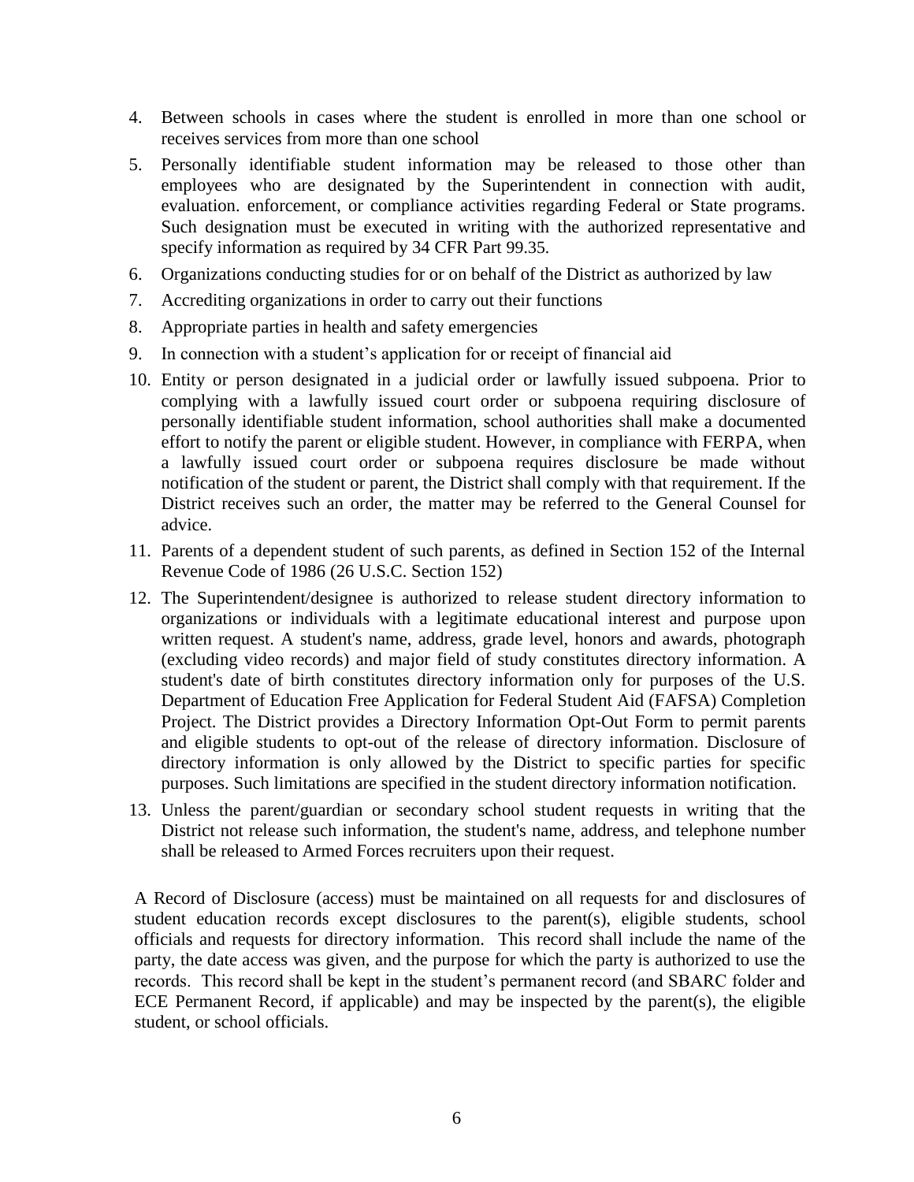4. Between schools in cases where the student is enrolled in more than one school or receives services from more than one school
5. Personally identifiable student information may be released to those other than employees who are designated by the Superintendent in connection with audit, evaluation. enforcement, or compliance activities regarding Federal or State programs. Such designation must be executed in writing with the authorized representative and specify information as required by 34 CFR Part 99.35.
6. Organizations conducting studies for or on behalf of the District as authorized by law
7. Accrediting organizations in order to carry out their functions
8. Appropriate parties in health and safety emergencies
9. In connection with a student's application for or receipt of financial aid
10. Entity or person designated in a judicial order or lawfully issued subpoena. Prior to complying with a lawfully issued court order or subpoena requiring disclosure of personally identifiable student information, school authorities shall make a documented effort to notify the parent or eligible student. However, in compliance with FERPA, when a lawfully issued court order or subpoena requires disclosure be made without notification of the student or parent, the District shall comply with that requirement. If the District receives such an order, the matter may be referred to the General Counsel for advice.
11. Parents of a dependent student of such parents, as defined in Section 152 of the Internal Revenue Code of 1986 (26 U.S.C. Section 152)
12. The Superintendent/designee is authorized to release student directory information to organizations or individuals with a legitimate educational interest and purpose upon written request. A student's name, address, grade level, honors and awards, photograph (excluding video records) and major field of study constitutes directory information. A student's date of birth constitutes directory information only for purposes of the U.S. Department of Education Free Application for Federal Student Aid (FAFSA) Completion Project. The District provides a Directory Information Opt-Out Form to permit parents and eligible students to opt-out of the release of directory information. Disclosure of directory information is only allowed by the District to specific parties for specific purposes. Such limitations are specified in the student directory information notification.
13. Unless the parent/guardian or secondary school student requests in writing that the District not release such information, the student's name, address, and telephone number shall be released to Armed Forces recruiters upon their request.

A Record of Disclosure (access) must be maintained on all requests for and disclosures of student education records except disclosures to the parent(s), eligible students, school officials and requests for directory information. This record shall include the name of the party, the date access was given, and the purpose for which the party is authorized to use the records. This record shall be kept in the student's permanent record (and SBARC folder and ECE Permanent Record, if applicable) and may be inspected by the parent(s), the eligible student, or school officials.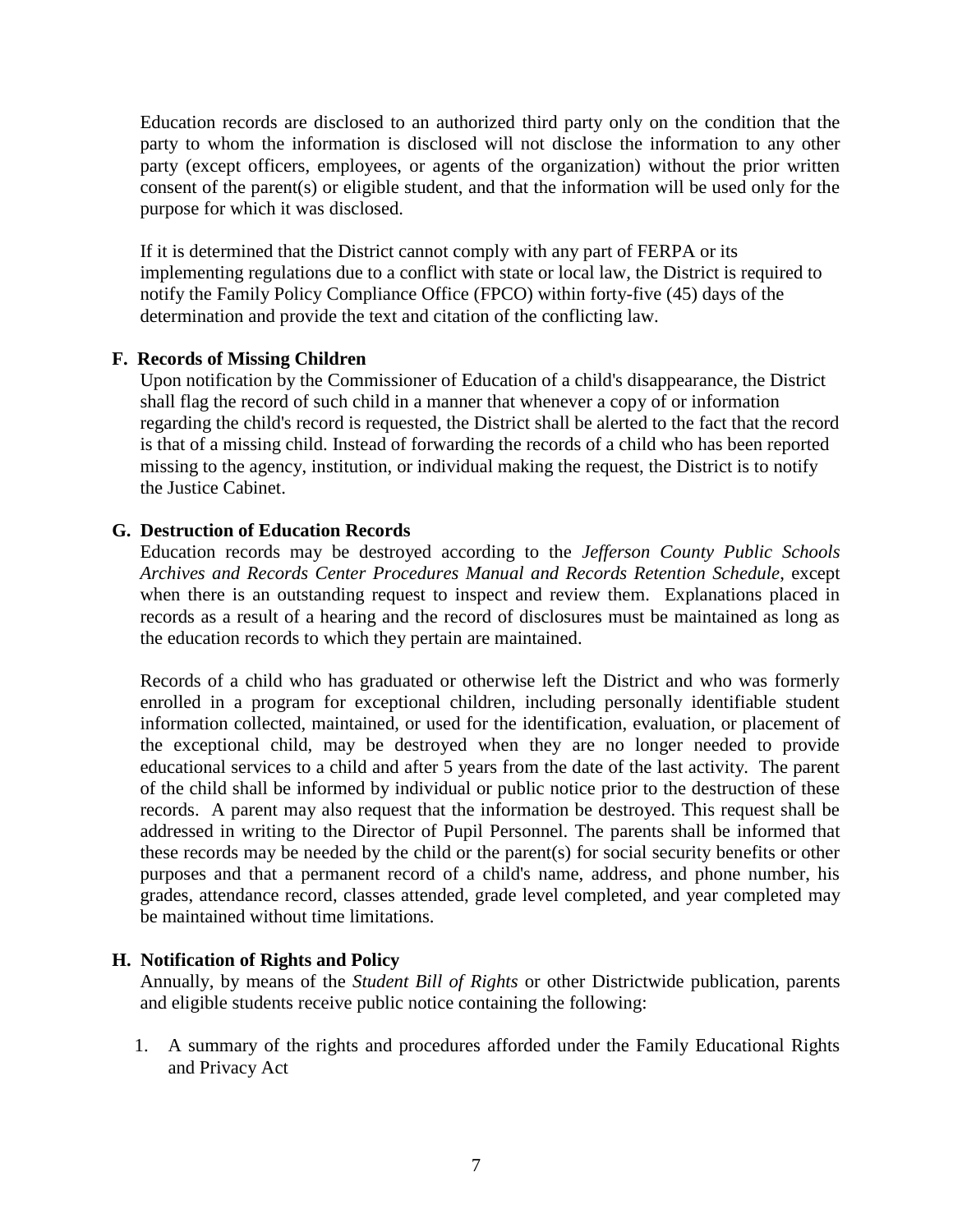Education records are disclosed to an authorized third party only on the condition that the party to whom the information is disclosed will not disclose the information to any other party (except officers, employees, or agents of the organization) without the prior written consent of the parent(s) or eligible student, and that the information will be used only for the purpose for which it was disclosed.

If it is determined that the District cannot comply with any part of FERPA or its implementing regulations due to a conflict with state or local law, the District is required to notify the Family Policy Compliance Office (FPCO) within forty-five (45) days of the determination and provide the text and citation of the conflicting law.

**F. Records of Missing Children**

Upon notification by the Commissioner of Education of a child's disappearance, the District shall flag the record of such child in a manner that whenever a copy of or information regarding the child's record is requested, the District shall be alerted to the fact that the record is that of a missing child. Instead of forwarding the records of a child who has been reported missing to the agency, institution, or individual making the request, the District is to notify the Justice Cabinet.

**G. Destruction of Education Records**

Education records may be destroyed according to the *Jefferson County Public Schools Archives and Records Center Procedures Manual and Records Retention Schedule*, except when there is an outstanding request to inspect and review them. Explanations placed in records as a result of a hearing and the record of disclosures must be maintained as long as the education records to which they pertain are maintained.

Records of a child who has graduated or otherwise left the District and who was formerly enrolled in a program for exceptional children, including personally identifiable student information collected, maintained, or used for the identification, evaluation, or placement of the exceptional child, may be destroyed when they are no longer needed to provide educational services to a child and after 5 years from the date of the last activity. The parent of the child shall be informed by individual or public notice prior to the destruction of these records. A parent may also request that the information be destroyed. This request shall be addressed in writing to the Director of Pupil Personnel. The parents shall be informed that these records may be needed by the child or the parent(s) for social security benefits or other purposes and that a permanent record of a child's name, address, and phone number, his grades, attendance record, classes attended, grade level completed, and year completed may be maintained without time limitations.

**H. Notification of Rights and Policy**

Annually, by means of the *Student Bill of Rights* or other Districtwide publication, parents and eligible students receive public notice containing the following:

1. A summary of the rights and procedures afforded under the Family Educational Rights and Privacy Act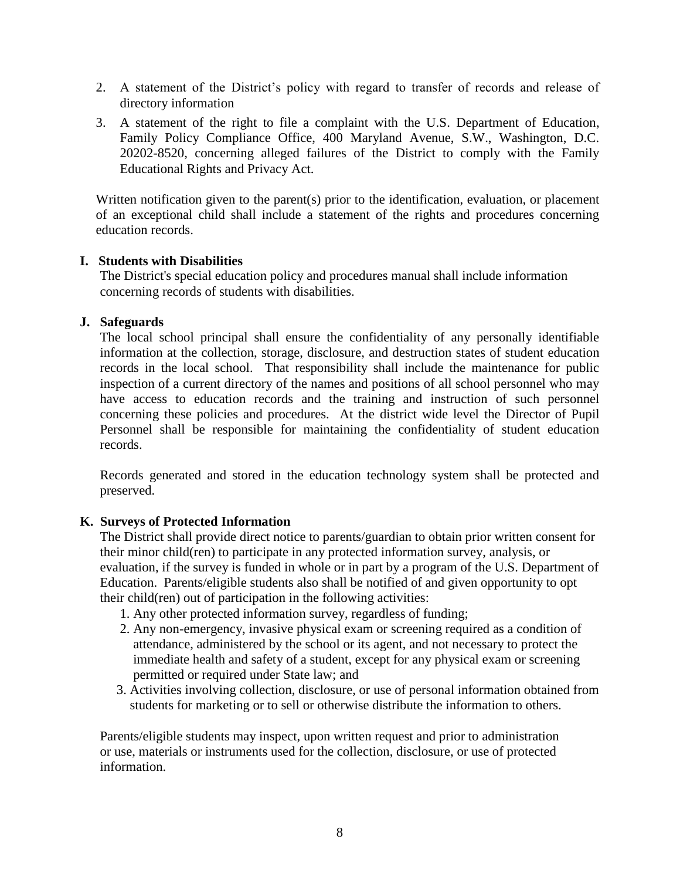2. A statement of the District's policy with regard to transfer of records and release of directory information
3. A statement of the right to file a complaint with the U.S. Department of Education, Family Policy Compliance Office, 400 Maryland Avenue, S.W., Washington, D.C. 20202-8520, concerning alleged failures of the District to comply with the Family Educational Rights and Privacy Act.

Written notification given to the parent(s) prior to the identification, evaluation, or placement of an exceptional child shall include a statement of the rights and procedures concerning education records.

**I. Students with Disabilities**

The District's special education policy and procedures manual shall include information concerning records of students with disabilities.

**J. Safeguards**

The local school principal shall ensure the confidentiality of any personally identifiable information at the collection, storage, disclosure, and destruction states of student education records in the local school. That responsibility shall include the maintenance for public inspection of a current directory of the names and positions of all school personnel who may have access to education records and the training and instruction of such personnel concerning these policies and procedures. At the district wide level the Director of Pupil Personnel shall be responsible for maintaining the confidentiality of student education records.

Records generated and stored in the education technology system shall be protected and preserved.

**K. Surveys of Protected Information**

The District shall provide direct notice to parents/guardian to obtain prior written consent for their minor child(ren) to participate in any protected information survey, analysis, or evaluation, if the survey is funded in whole or in part by a program of the U.S. Department of Education. Parents/eligible students also shall be notified of and given opportunity to opt their child(ren) out of participation in the following activities:

1. Any other protected information survey, regardless of funding;
2. Any non-emergency, invasive physical exam or screening required as a condition of attendance, administered by the school or its agent, and not necessary to protect the immediate health and safety of a student, except for any physical exam or screening permitted or required under State law; and
3. Activities involving collection, disclosure, or use of personal information obtained from students for marketing or to sell or otherwise distribute the information to others.

Parents/eligible students may inspect, upon written request and prior to administration or use, materials or instruments used for the collection, disclosure, or use of protected information.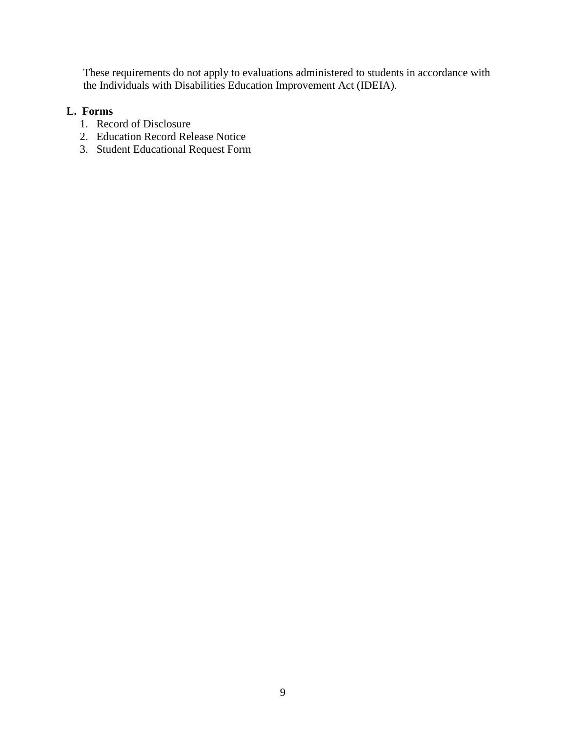These requirements do not apply to evaluations administered to students in accordance with the Individuals with Disabilities Education Improvement Act (IDEIA).

**L. Forms**

1. Record of Disclosure
2. Education Record Release Notice
3. Student Educational Request Form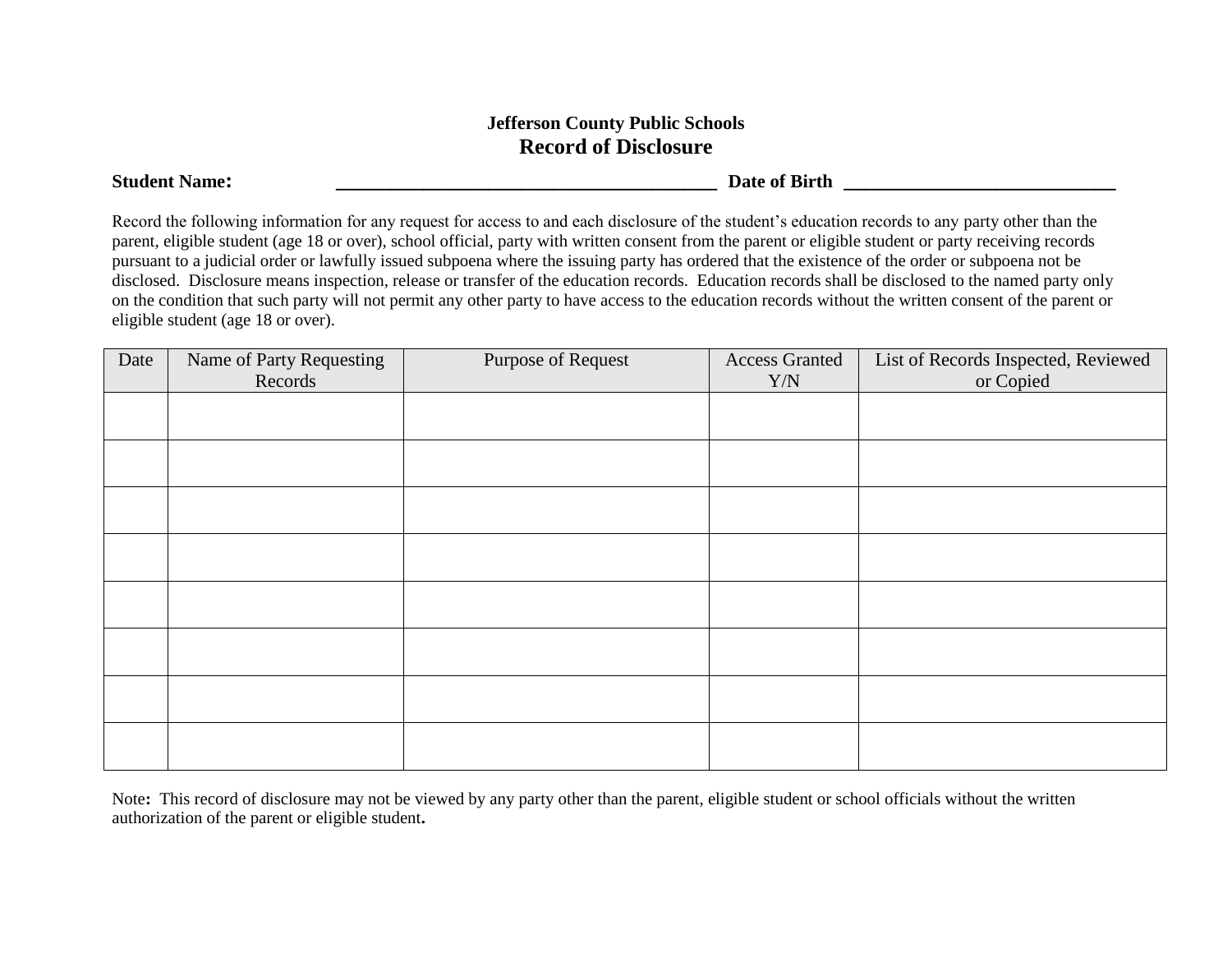**Jefferson County Public Schools**

## Record of Disclosure

**Student Name:** ________________________________________ **Date of Birth** ____________________________

Record the following information for any request for access to and each disclosure of the student's education records to any party other than the parent, eligible student (age 18 or over), school official, party with written consent from the parent or eligible student or party receiving records pursuant to a judicial order or lawfully issued subpoena where the issuing party has ordered that the existence of the order or subpoena not be disclosed. Disclosure means inspection, release or transfer of the education records. Education records shall be disclosed to the named party only on the condition that such party will not permit any other party to have access to the education records without the written consent of the parent or eligible student (age 18 or over).

| Date | Name of Party Requesting Records | Purpose of Request | Access Granted Y/N | List of Records Inspected, Reviewed or Copied |
|---|---|---|---|---|
| | | | | |
| | | | | |
| | | | | |
| | | | | |
| | | | | |
| | | | | |
| | | | | |
| | | | | |

Note**:** This record of disclosure may not be viewed by any party other than the parent, eligible student or school officials without the written authorization of the parent or eligible student**.**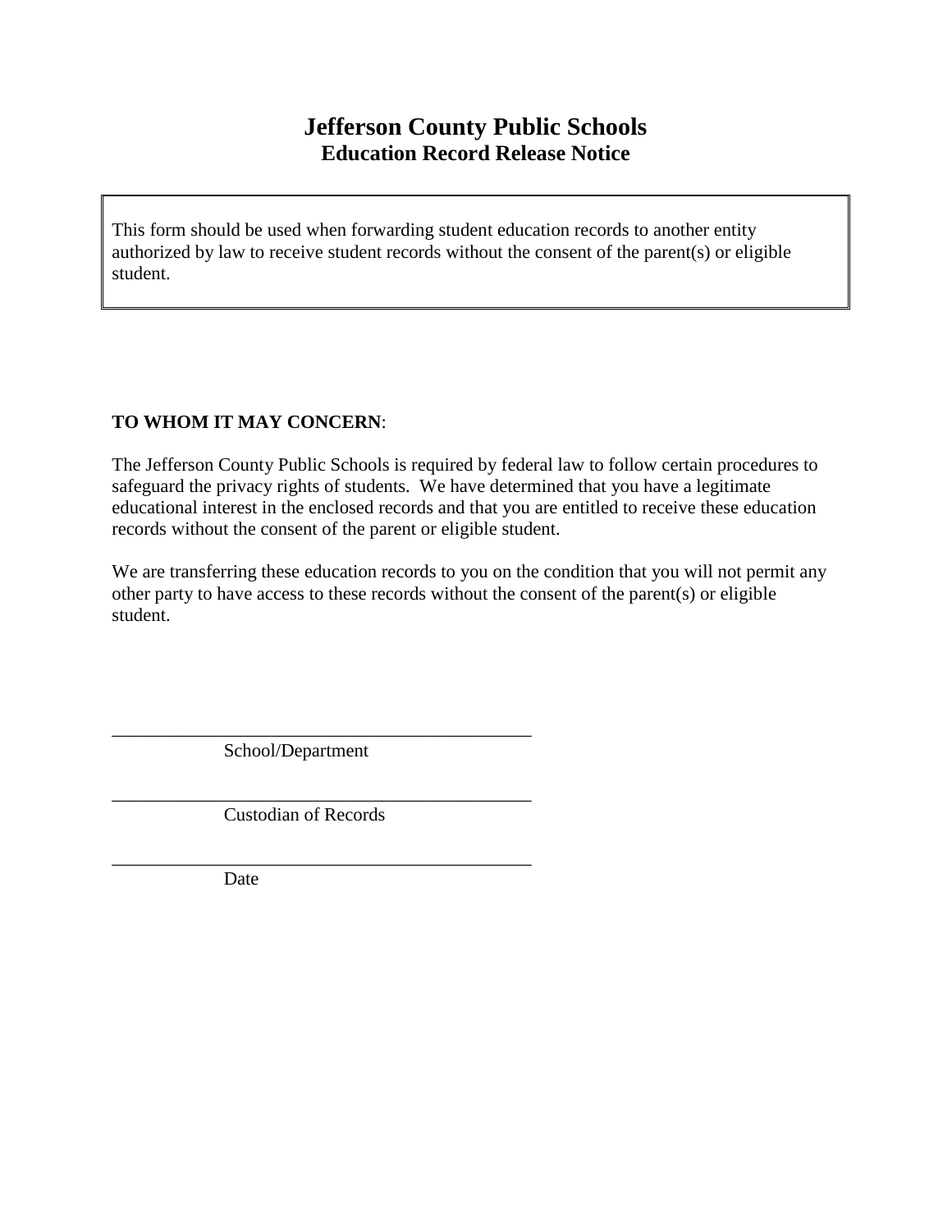# Jefferson County Public Schools
## Education Record Release Notice

> This form should be used when forwarding student education records to another entity authorized by law to receive student records without the consent of the parent(s) or eligible student.

**TO WHOM IT MAY CONCERN**:

The Jefferson County Public Schools is required by federal law to follow certain procedures to safeguard the privacy rights of students. We have determined that you have a legitimate educational interest in the enclosed records and that you are entitled to receive these education records without the consent of the parent or eligible student.

We are transferring these education records to you on the condition that you will not permit any other party to have access to these records without the consent of the parent(s) or eligible student.

_______________________________________________
School/Department

_______________________________________________
Custodian of Records

_______________________________________________
Date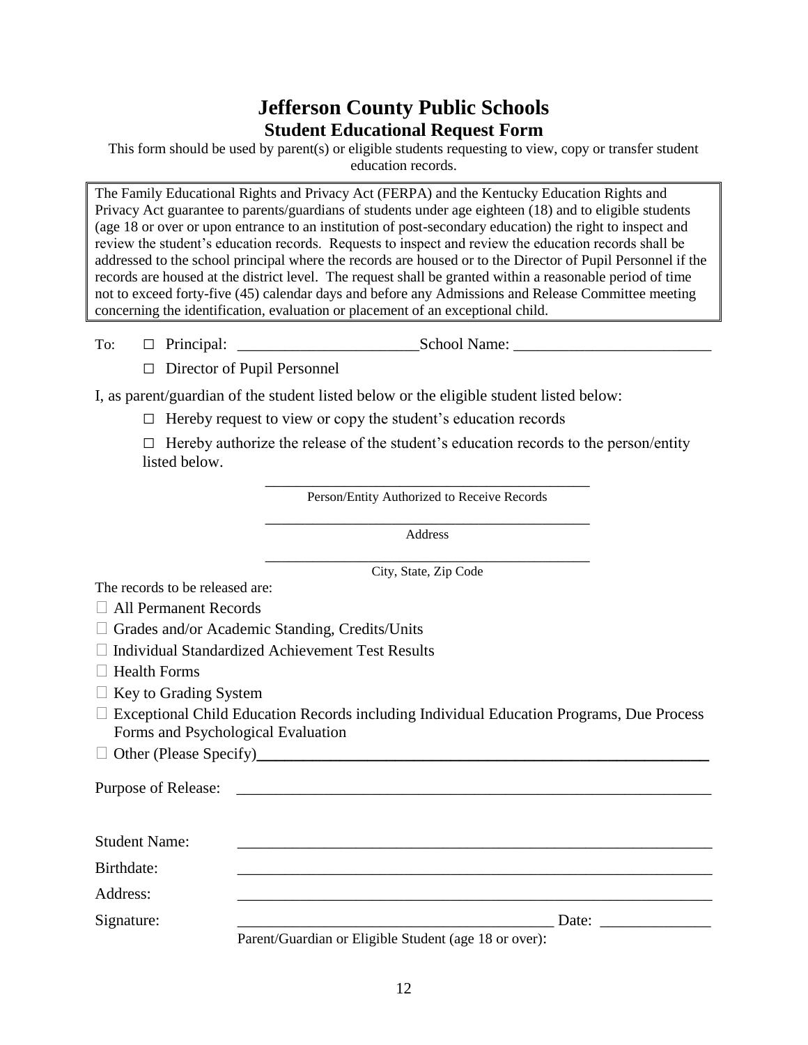# Jefferson County Public Schools

## Student Educational Request Form

This form should be used by parent(s) or eligible students requesting to view, copy or transfer student education records.

> The Family Educational Rights and Privacy Act (FERPA) and the Kentucky Education Rights and Privacy Act guarantee to parents/guardians of students under age eighteen (18) and to eligible students (age 18 or over or upon entrance to an institution of post-secondary education) the right to inspect and review the student's education records. Requests to inspect and review the education records shall be addressed to the school principal where the records are housed or to the Director of Pupil Personnel if the records are housed at the district level. The request shall be granted within a reasonable period of time not to exceed forty-five (45) calendar days and before any Admissions and Release Committee meeting concerning the identification, evaluation or placement of an exceptional child.

To: ☐ Principal: ________________________ School Name: __________________________

☐ Director of Pupil Personnel

I, as parent/guardian of the student listed below or the eligible student listed below:

☐ Hereby request to view or copy the student's education records

☐ Hereby authorize the release of the student's education records to the person/entity listed below.

______________________________________________
Person/Entity Authorized to Receive Records

______________________________________________
Address

______________________________________________
City, State, Zip Code

The records to be released are:

- ☐ All Permanent Records
- ☐ Grades and/or Academic Standing, Credits/Units
- ☐ Individual Standardized Achievement Test Results
- ☐ Health Forms
- ☐ Key to Grading System
- ☐ Exceptional Child Education Records including Individual Education Programs, Due Process Forms and Psychological Evaluation
- ☐ Other (Please Specify)______________________________________________________________

Purpose of Release: ________________________________________________________________

Student Name: ________________________________________________________________

Birthdate: ________________________________________________________________

Address: ________________________________________________________________

Signature: ___________________________________________ Date: _______________

Parent/Guardian or Eligible Student (age 18 or over):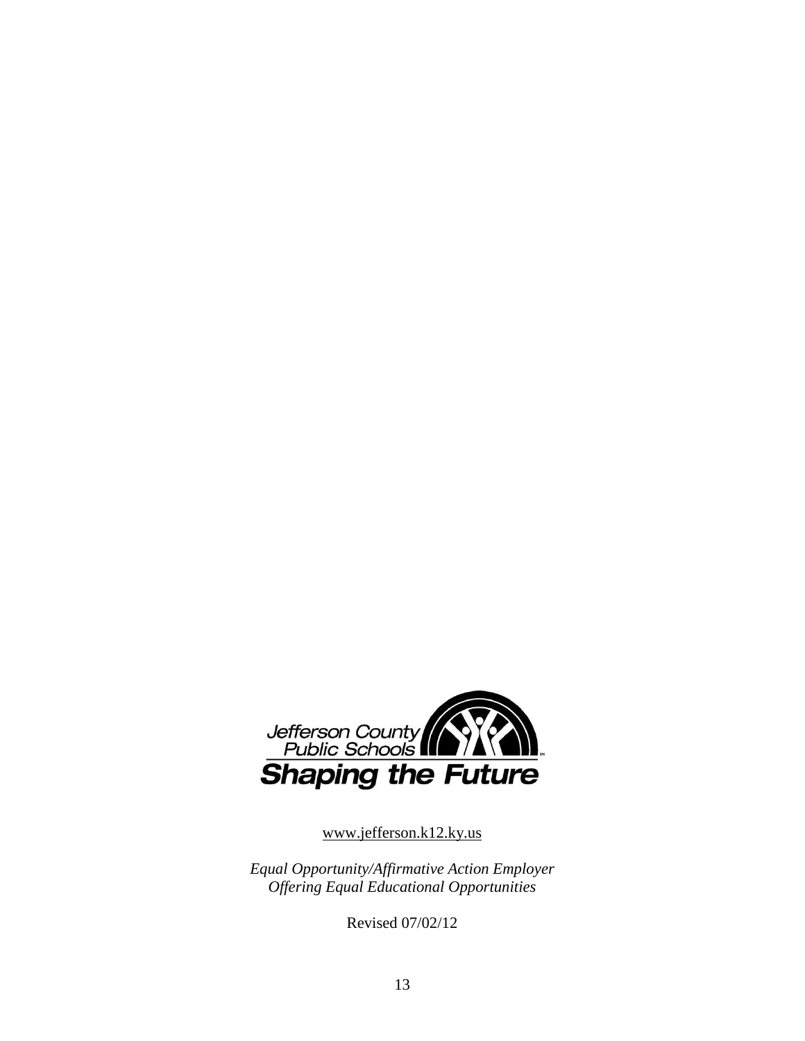Jefferson County Public Schools

**Shaping the Future**

www.jefferson.k12.ky.us

*Equal Opportunity/Affirmative Action Employer*
*Offering Equal Educational Opportunities*

Revised 07/02/12